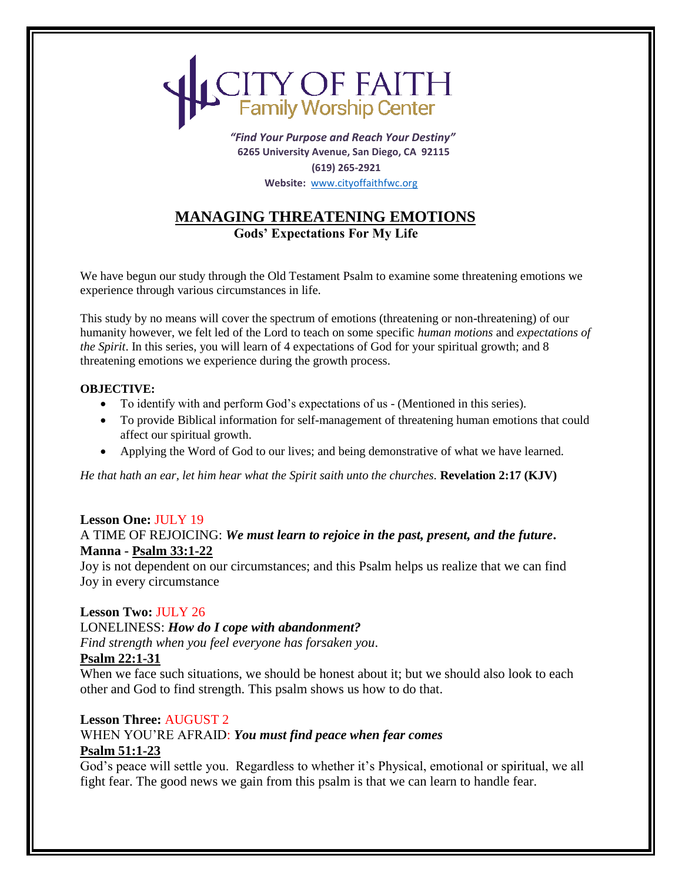# CITY OF FAITH
## Family Worship Center

*"Find Your Purpose and Reach Your Destiny"*
**6265 University Avenue, San Diego, CA 92115**
**(619) 265-2921**
**Website:** www.cityoffaithfwc.org

# MANAGING THREATENING EMOTIONS
## Gods' Expectations For My Life

We have begun our study through the Old Testament Psalm to examine some threatening emotions we experience through various circumstances in life.

This study by no means will cover the spectrum of emotions (threatening or non-threatening) of our humanity however, we felt led of the Lord to teach on some specific *human motions* and *expectations of the Spirit*. In this series, you will learn of 4 expectations of God for your spiritual growth; and 8 threatening emotions we experience during the growth process.

**OBJECTIVE:**

- To identify with and perform God's expectations of us - (Mentioned in this series).
- To provide Biblical information for self-management of threatening human emotions that could affect our spiritual growth.
- Applying the Word of God to our lives; and being demonstrative of what we have learned.

*He that hath an ear, let him hear what the Spirit saith unto the churches.* **Revelation 2:17 (KJV)**

**Lesson One:** JULY 19
A TIME OF REJOICING: ***We must learn to rejoice in the past, present, and the future.***
**Manna - Psalm 33:1-22**
Joy is not dependent on our circumstances; and this Psalm helps us realize that we can find Joy in every circumstance

**Lesson Two:** JULY 26
LONELINESS: ***How do I cope with abandonment?***
*Find strength when you feel everyone has forsaken you*.
**Psalm 22:1-31**
When we face such situations, we should be honest about it; but we should also look to each other and God to find strength. This psalm shows us how to do that.

**Lesson Three:** AUGUST 2
WHEN YOU'RE AFRAID: ***You must find peace when fear comes***
**Psalm 51:1-23**
God's peace will settle you. Regardless to whether it's Physical, emotional or spiritual, we all fight fear. The good news we gain from this psalm is that we can learn to handle fear.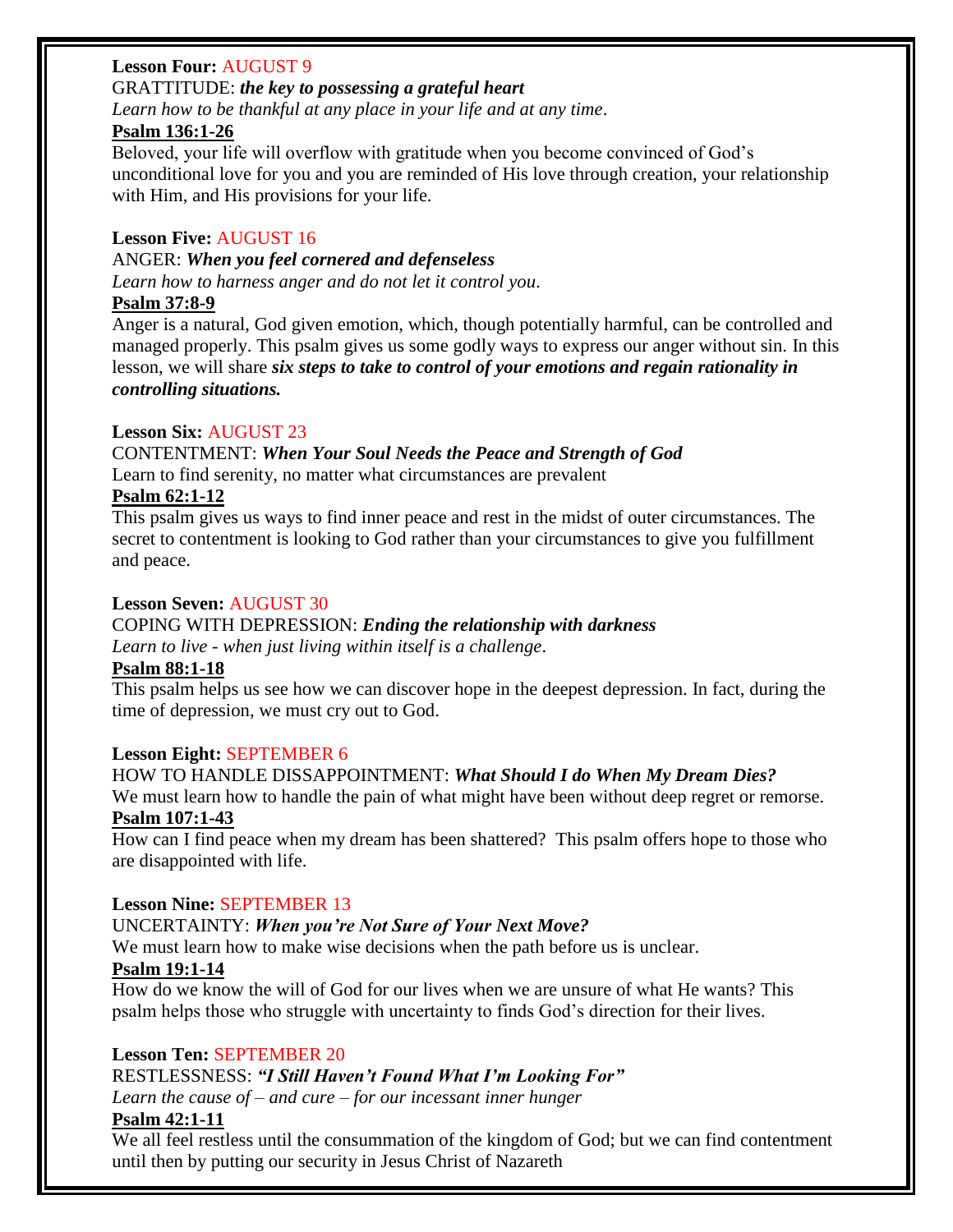**Lesson Four:** AUGUST 9

GRATTITUDE: ***the key to possessing a grateful heart***

*Learn how to be thankful at any place in your life and at any time*.

**Psalm 136:1-26**

Beloved, your life will overflow with gratitude when you become convinced of God's unconditional love for you and you are reminded of His love through creation, your relationship with Him, and His provisions for your life.

**Lesson Five:** AUGUST 16

ANGER: ***When you feel cornered and defenseless***

*Learn how to harness anger and do not let it control you*.

**Psalm 37:8-9**

Anger is a natural, God given emotion, which, though potentially harmful, can be controlled and managed properly. This psalm gives us some godly ways to express our anger without sin. In this lesson, we will share ***six steps to take to control of your emotions and regain rationality in controlling situations.***

**Lesson Six:** AUGUST 23

CONTENTMENT: ***When Your Soul Needs the Peace and Strength of God***

Learn to find serenity, no matter what circumstances are prevalent

**Psalm 62:1-12**

This psalm gives us ways to find inner peace and rest in the midst of outer circumstances. The secret to contentment is looking to God rather than your circumstances to give you fulfillment and peace.

**Lesson Seven:** AUGUST 30

COPING WITH DEPRESSION: ***Ending the relationship with darkness***

*Learn to live - when just living within itself is a challenge*.

**Psalm 88:1-18**

This psalm helps us see how we can discover hope in the deepest depression. In fact, during the time of depression, we must cry out to God.

**Lesson Eight:** SEPTEMBER 6

HOW TO HANDLE DISSAPPOINTMENT: ***What Should I do When My Dream Dies?***

We must learn how to handle the pain of what might have been without deep regret or remorse.

**Psalm 107:1-43**

How can I find peace when my dream has been shattered? This psalm offers hope to those who are disappointed with life.

**Lesson Nine:** SEPTEMBER 13

UNCERTAINTY: ***When you're Not Sure of Your Next Move?***

We must learn how to make wise decisions when the path before us is unclear.

**Psalm 19:1-14**

How do we know the will of God for our lives when we are unsure of what He wants? This psalm helps those who struggle with uncertainty to finds God's direction for their lives.

**Lesson Ten:** SEPTEMBER 20

RESTLESSNESS: ***"I Still Haven't Found What I'm Looking For"***

*Learn the cause of – and cure – for our incessant inner hunger*

**Psalm 42:1-11**

We all feel restless until the consummation of the kingdom of God; but we can find contentment until then by putting our security in Jesus Christ of Nazareth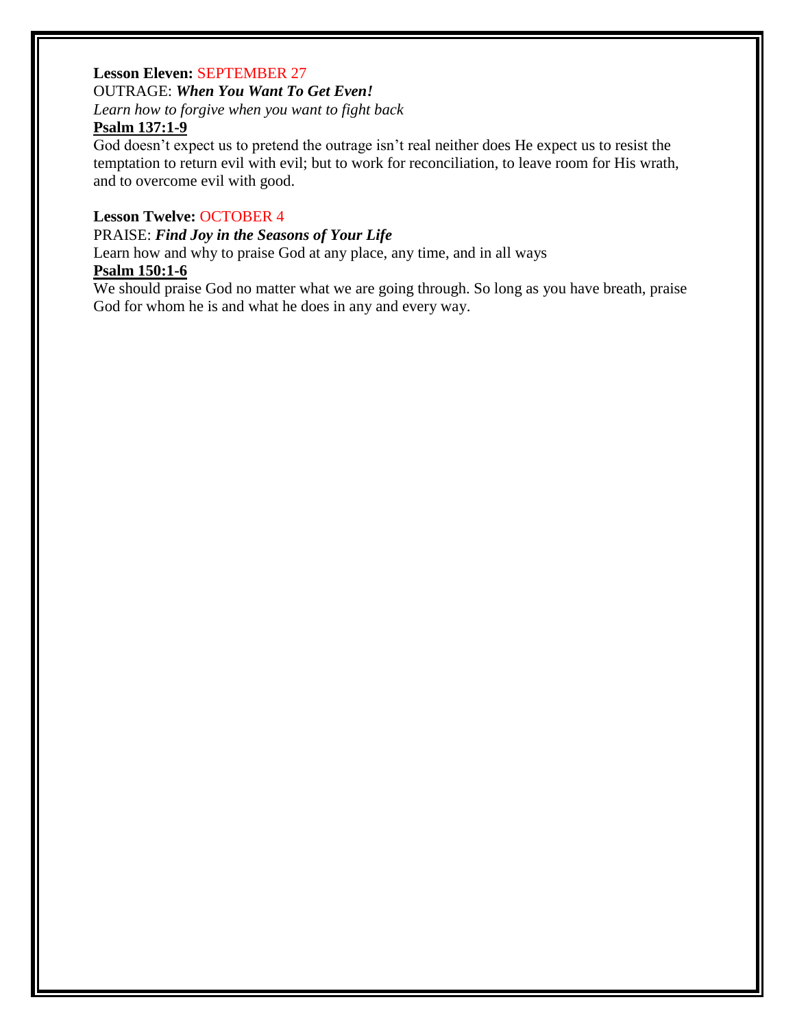**Lesson Eleven:** SEPTEMBER 27

OUTRAGE: ***When You Want To Get Even!***

*Learn how to forgive when you want to fight back*

**<u>Psalm 137:1-9</u>**

God doesn't expect us to pretend the outrage isn't real neither does He expect us to resist the temptation to return evil with evil; but to work for reconciliation, to leave room for His wrath, and to overcome evil with good.

**Lesson Twelve:** OCTOBER 4

PRAISE: ***Find Joy in the Seasons of Your Life***

Learn how and why to praise God at any place, any time, and in all ways

**<u>Psalm 150:1-6</u>**

We should praise God no matter what we are going through. So long as you have breath, praise God for whom he is and what he does in any and every way.